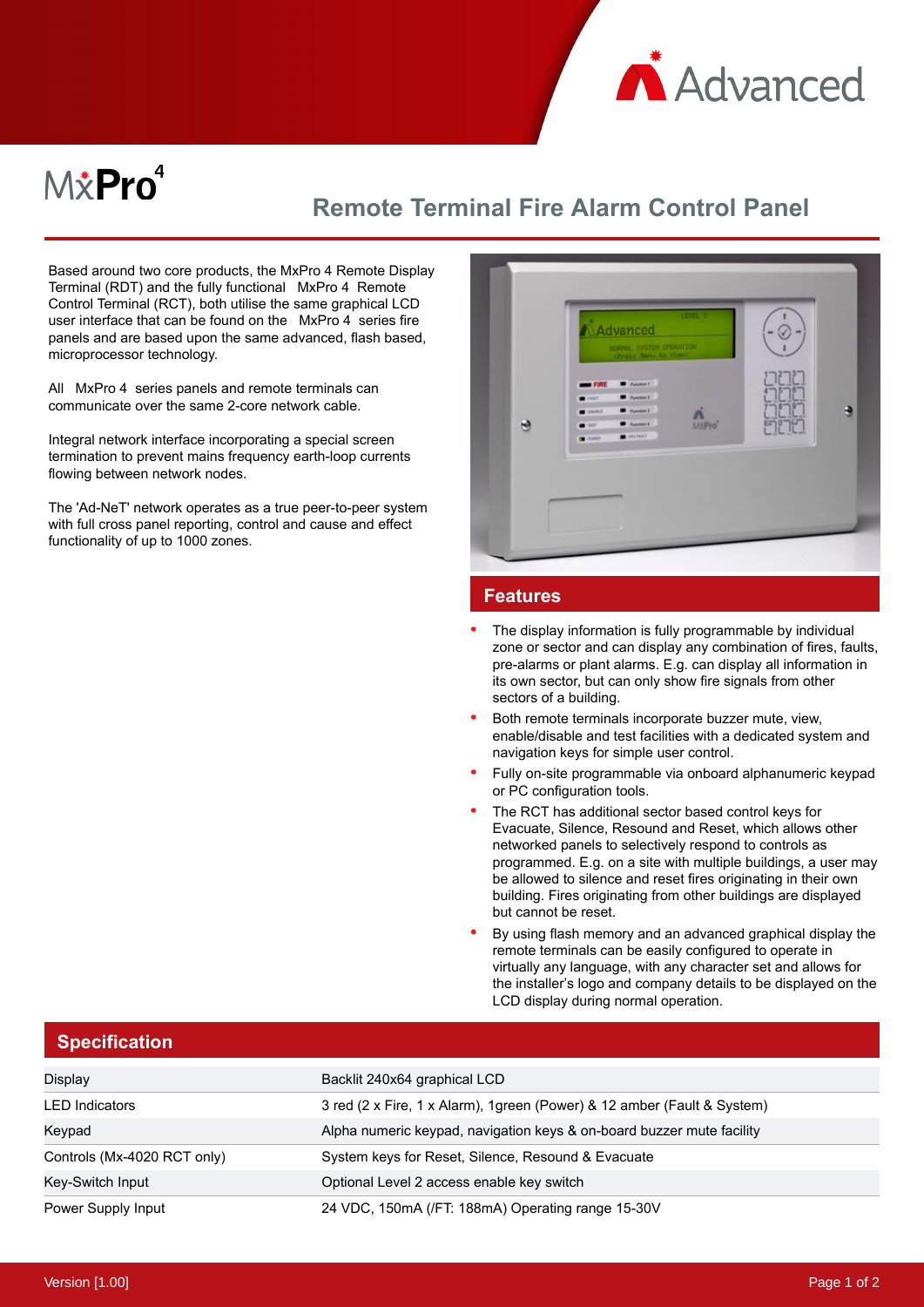# MxPro 4

## Remote Terminal Fire Alarm Control Panel

Based around two core products, the MxPro 4 Remote Display Terminal (RDT) and the fully functional MxPro 4 Remote Control Terminal (RCT), both utilise the same graphical LCD user interface that can be found on the MxPro 4 series fire panels and are based upon the same advanced, flash based, microprocessor technology.

All MxPro 4 series panels and remote terminals can communicate over the same 2-core network cable.

Integral network interface incorporating a special screen termination to prevent mains frequency earth-loop currents flowing between network nodes.

The 'Ad-NeT' network operates as a true peer-to-peer system with full cross panel reporting, control and cause and effect functionality of up to 1000 zones.

## Features

- The display information is fully programmable by individual zone or sector and can display any combination of fires, faults, pre-alarms or plant alarms. E.g. can display all information in its own sector, but can only show fire signals from other sectors of a building.
- Both remote terminals incorporate buzzer mute, view, enable/disable and test facilities with a dedicated system and navigation keys for simple user control.
- Fully on-site programmable via onboard alphanumeric keypad or PC configuration tools.
- The RCT has additional sector based control keys for Evacuate, Silence, Resound and Reset, which allows other networked panels to selectively respond to controls as programmed. E.g. on a site with multiple buildings, a user may be allowed to silence and reset fires originating in their own building. Fires originating from other buildings are displayed but cannot be reset.
- By using flash memory and an advanced graphical display the remote terminals can be easily configured to operate in virtually any language, with any character set and allows for the installer's logo and company details to be displayed on the LCD display during normal operation.

## Specification

| | |
|---|---|
| Display | Backlit 240x64 graphical LCD |
| LED Indicators | 3 red (2 x Fire, 1 x Alarm), 1green (Power) & 12 amber (Fault & System) |
| Keypad | Alpha numeric keypad, navigation keys & on-board buzzer mute facility |
| Controls (Mx-4020 RCT only) | System keys for Reset, Silence, Resound & Evacuate |
| Key-Switch Input | Optional Level 2 access enable key switch |
| Power Supply Input | 24 VDC, 150mA (/FT: 188mA) Operating range 15-30V |

Version [1.00]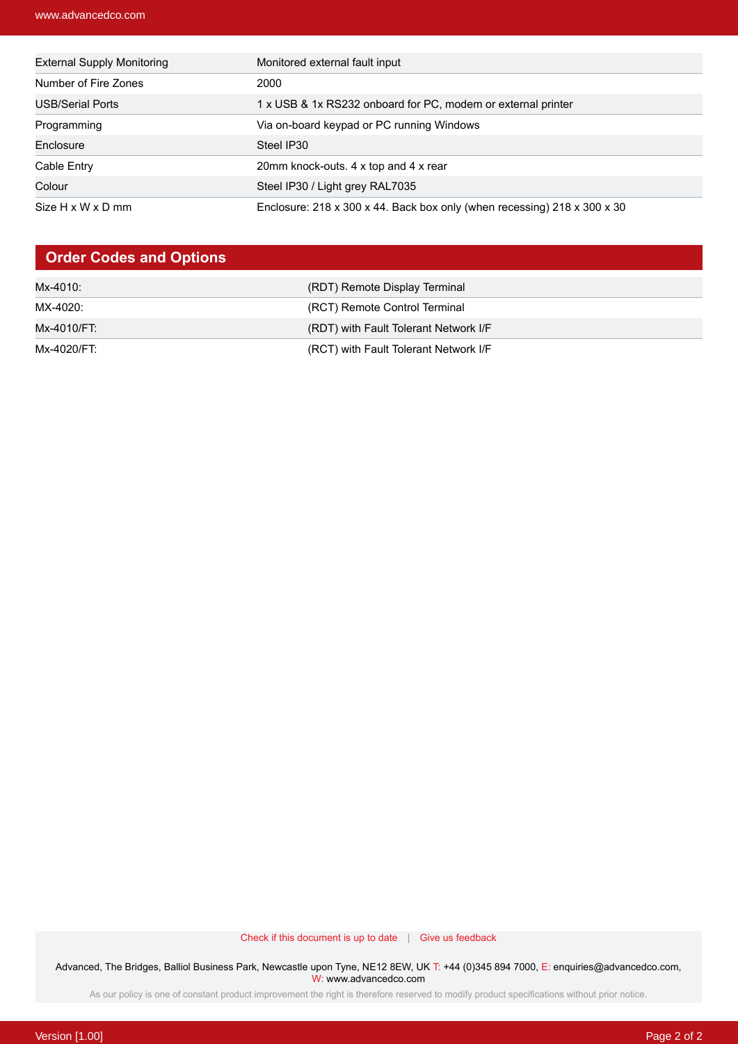| | |
|---|---|
| External Supply Monitoring | Monitored external fault input |
| Number of Fire Zones | 2000 |
| USB/Serial Ports | 1 x USB & 1x RS232 onboard for PC, modem or external printer |
| Programming | Via on-board keypad or PC running Windows |
| Enclosure | Steel IP30 |
| Cable Entry | 20mm knock-outs. 4 x top and 4 x rear |
| Colour | Steel IP30 / Light grey RAL7035 |
| Size H x W x D mm | Enclosure: 218 x 300 x 44. Back box only (when recessing) 218 x 300 x 30 |

## Order Codes and Options

| | |
|---|---|
| Mx-4010: | (RDT) Remote Display Terminal |
| MX-4020: | (RCT) Remote Control Terminal |
| Mx-4010/FT: | (RDT) with Fault Tolerant Network I/F |
| Mx-4020/FT: | (RCT) with Fault Tolerant Network I/F |

Check if this document is up to date | Give us feedback

Advanced, The Bridges, Balliol Business Park, Newcastle upon Tyne, NE12 8EW, UK T: +44 (0)345 894 7000, E: enquiries@advancedco.com, W: www.advancedco.com

As our policy is one of constant product improvement the right is therefore reserved to modify product specifications without prior notice.

Version [1.00]